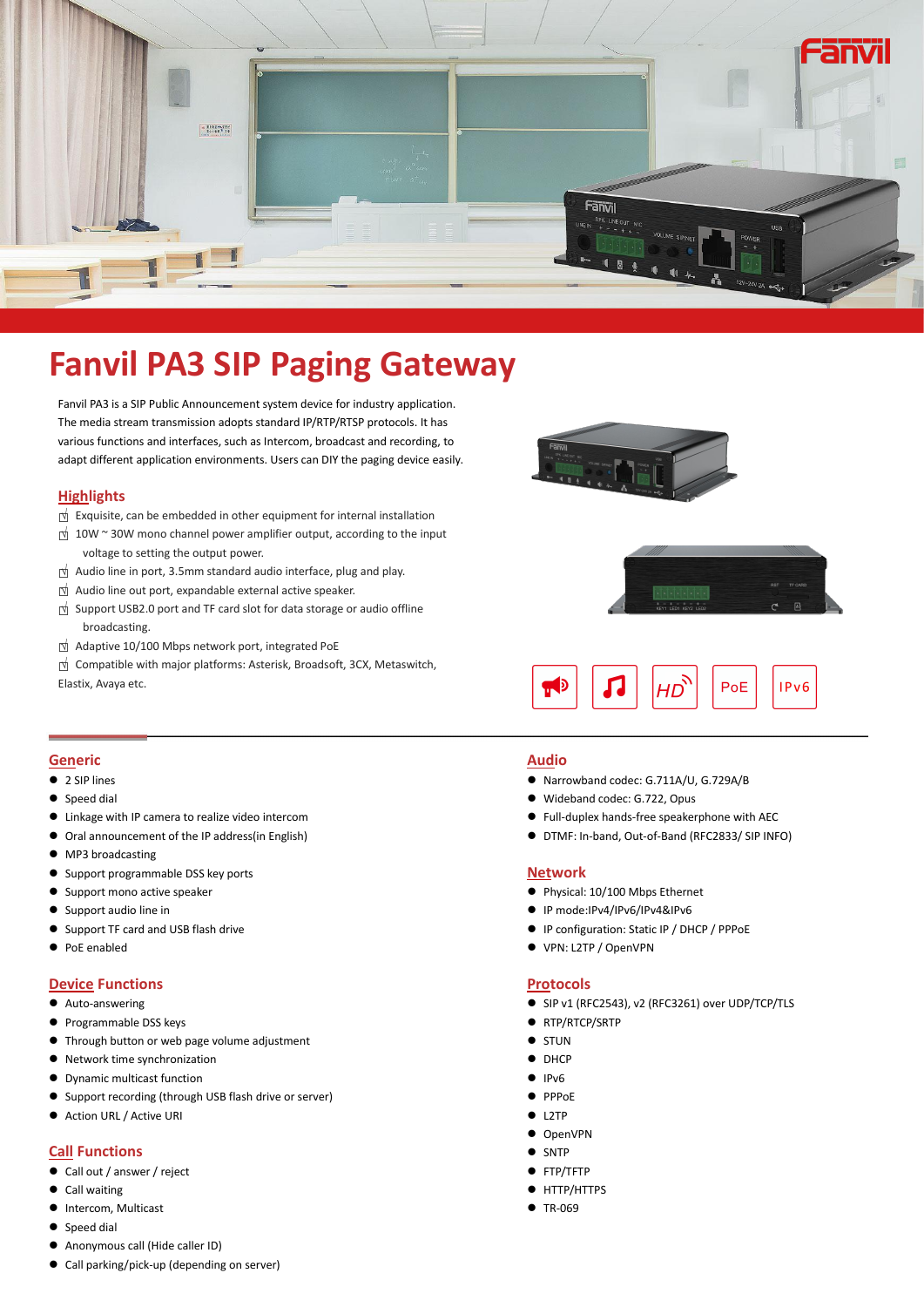# Fanvil PA3 SIP Paging Gateway

Fanvil PA3 is a SIP Public Announcement system device for industry application. The media stream transmission adopts standard IP/RTP/RTSP protocols. It has various functions and interfaces, such as Intercom, broadcast and recording, to adapt different application environments. Users can DIY the paging device easily.

## Highlights

- Exquisite, can be embedded in other equipment for internal installation
- 10W ~ 30W mono channel power amplifier output, according to the input voltage to setting the output power.
- Audio line in port, 3.5mm standard audio interface, plug and play.
- Audio line out port, expandable external active speaker.
- Support USB2.0 port and TF card slot for data storage or audio offline broadcasting.
- Adaptive 10/100 Mbps network port, integrated PoE
- Compatible with major platforms: Asterisk, Broadsoft, 3CX, Metaswitch, Elastix, Avaya etc.

HD PoE IPv6

## Generic

- 2 SIP lines
- Speed dial
- Linkage with IP camera to realize video intercom
- Oral announcement of the IP address(in English)
- MP3 broadcasting
- Support programmable DSS key ports
- Support mono active speaker
- Support audio line in
- Support TF card and USB flash drive
- PoE enabled

## Device Functions

- Auto-answering
- Programmable DSS keys
- Through button or web page volume adjustment
- Network time synchronization
- Dynamic multicast function
- Support recording (through USB flash drive or server)
- Action URL / Active URI

## Call Functions

- Call out / answer / reject
- Call waiting
- Intercom, Multicast
- Speed dial
- Anonymous call (Hide caller ID)
- Call parking/pick-up (depending on server)

## Audio

- Narrowband codec: G.711A/U, G.729A/B
- Wideband codec: G.722, Opus
- Full-duplex hands-free speakerphone with AEC
- DTMF: In-band, Out-of-Band (RFC2833/ SIP INFO)

## Network

- Physical: 10/100 Mbps Ethernet
- IP mode:IPv4/IPv6/IPv4&IPv6
- IP configuration: Static IP / DHCP / PPPoE
- VPN: L2TP / OpenVPN

## Protocols

- SIP v1 (RFC2543), v2 (RFC3261) over UDP/TCP/TLS
- RTP/RTCP/SRTP
- STUN
- DHCP
- IPv6
- PPPoE
- L2TP
- OpenVPN
- SNTP
- FTP/TFTP
- HTTP/HTTPS
- TR-069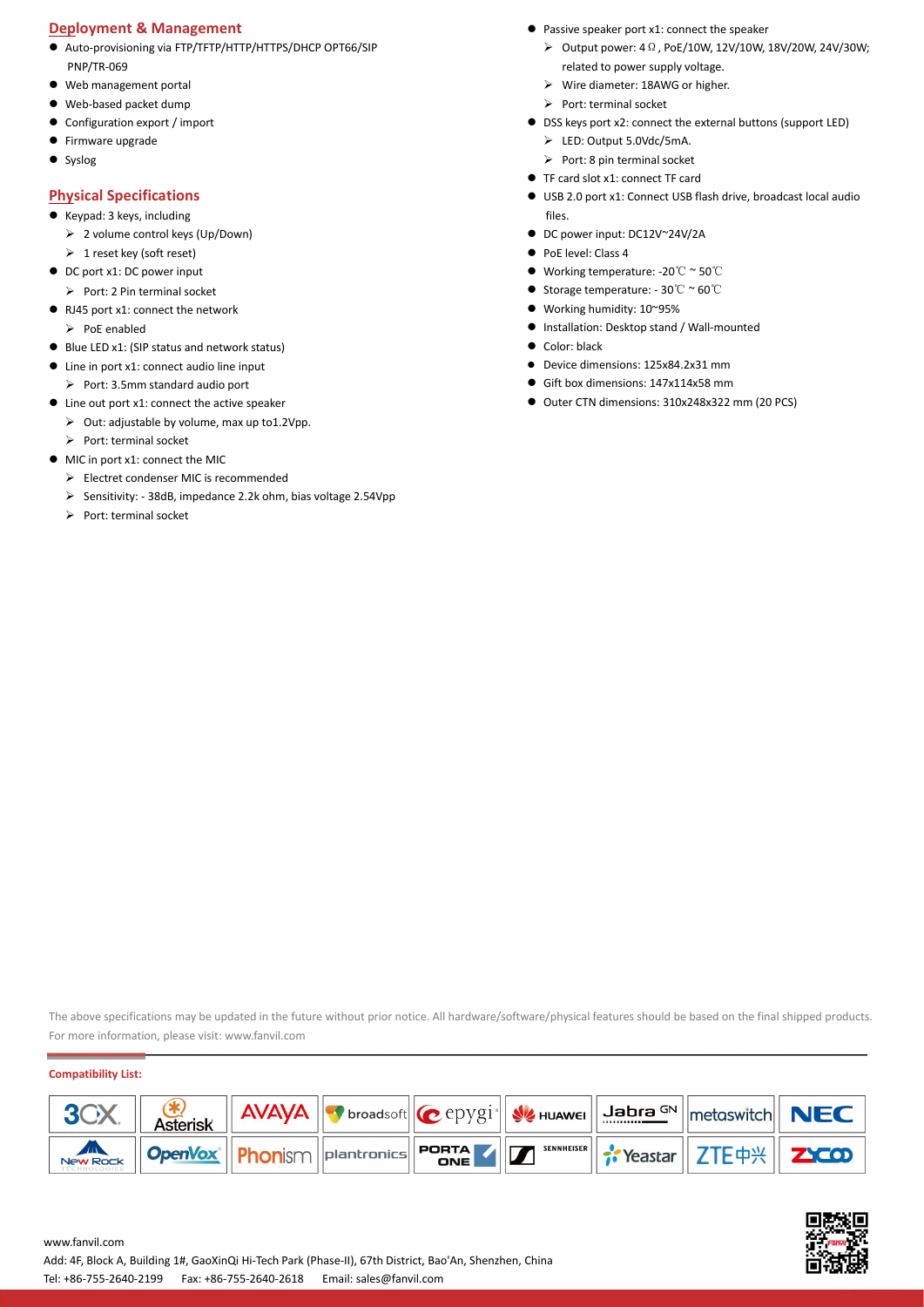## Deployment & Management

- Auto-provisioning via FTP/TFTP/HTTP/HTTPS/DHCP OPT66/SIP PNP/TR-069
- Web management portal
- Web-based packet dump
- Configuration export / import
- Firmware upgrade
- Syslog

## Physical Specifications

- Keypad: 3 keys, including
  - 2 volume control keys (Up/Down)
  - 1 reset key (soft reset)
- DC port x1: DC power input
  - Port: 2 Pin terminal socket
- RJ45 port x1: connect the network
  - PoE enabled
- Blue LED x1: (SIP status and network status)
- Line in port x1: connect audio line input
  - Port: 3.5mm standard audio port
- Line out port x1: connect the active speaker
  - Out: adjustable by volume, max up to1.2Vpp.
  - Port: terminal socket
- MIC in port x1: connect the MIC
  - Electret condenser MIC is recommended
  - Sensitivity: - 38dB, impedance 2.2k ohm, bias voltage 2.54Vpp
  - Port: terminal socket
- Passive speaker port x1: connect the speaker
  - Output power: 4Ω, PoE/10W, 12V/10W, 18V/20W, 24V/30W; related to power supply voltage.
  - Wire diameter: 18AWG or higher.
  - Port: terminal socket
- DSS keys port x2: connect the external buttons (support LED)
  - LED: Output 5.0Vdc/5mA.
  - Port: 8 pin terminal socket
- TF card slot x1: connect TF card
- USB 2.0 port x1: Connect USB flash drive, broadcast local audio files.
- DC power input: DC12V~24V/2A
- PoE level: Class 4
- Working temperature: -20℃ ~ 50℃
- Storage temperature: - 30℃ ~ 60℃
- Working humidity: 10~95%
- Installation: Desktop stand / Wall-mounted
- Color: black
- Device dimensions: 125x84.2x31 mm
- Gift box dimensions: 147x114x58 mm
- Outer CTN dimensions: 310x248x322 mm (20 PCS)

The above specifications may be updated in the future without prior notice. All hardware/software/physical features should be based on the final shipped products.
For more information, please visit: www.fanvil.com

**Compatibility List:**

3CX, Asterisk, AVAYA, broadsoft, epygi, HUAWEI, Jabra GN, metaswitch, NEC, New Rock, OpenVox, Phonism, plantronics, PORTA ONE, SENNHEISER, Yeastar, ZTE中兴, ZYCOO

www.fanvil.com
Add: 4F, Block A, Building 1#, GaoXinQi Hi-Tech Park (Phase-II), 67th District, Bao'An, Shenzhen, China
Tel: +86-755-2640-2199    Fax: +86-755-2640-2618    Email: sales@fanvil.com